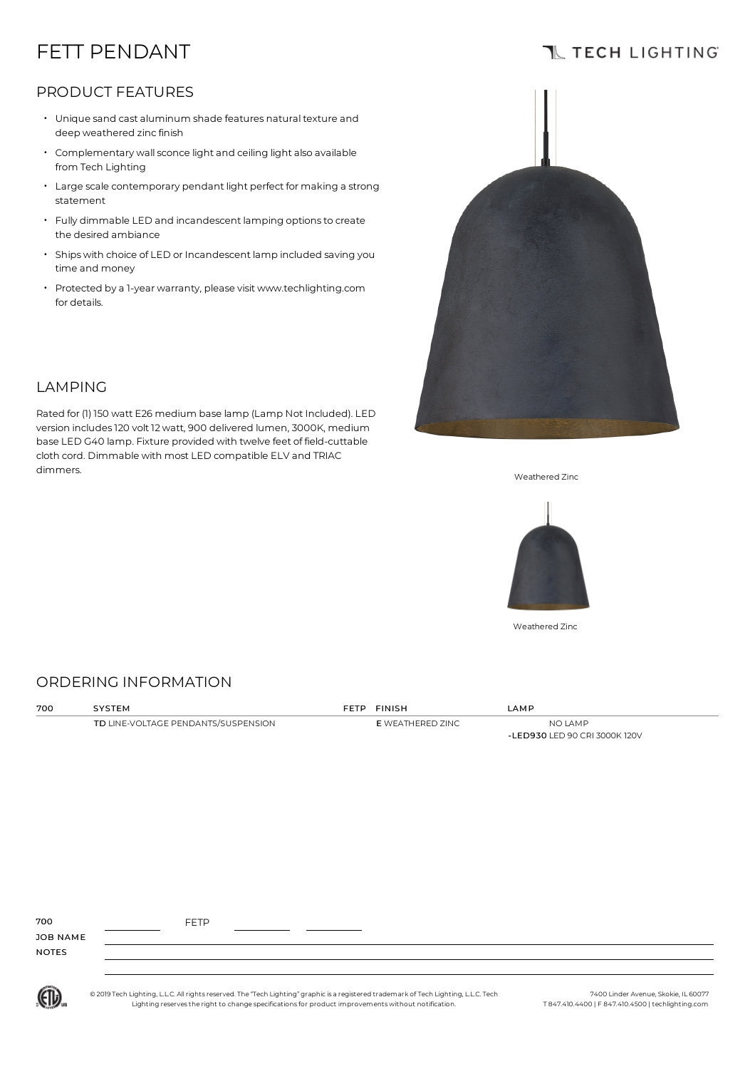# FETT PENDANT

TECH LIGHTING

## PRODUCT FEATURES

- Unique sand cast aluminum shade features natural texture and deep weathered zinc finish
- Complementary wall sconce light and ceiling light also available from Tech Lighting
- Large scale contemporary pendant light perfect for making a strong statement
- Fully dimmable LED and incandescent lamping options to create the desired ambiance
- Ships with choice of LED or Incandescent lamp included saving you time and money
- Protected by a 1-year warranty, please visit www.techlighting.com for details.

## LAMPING

Rated for (1) 150 watt E26 medium base lamp (Lamp Not Included). LED version includes 120 volt 12 watt, 900 delivered lumen, 3000K, medium base LED G40 lamp. Fixture provided with twelve feet of field-cuttable cloth cord. Dimmable with most LED compatible ELV and TRIAC dimmers.

Weathered Zinc

Weathered Zinc

## ORDERING INFORMATION

| 700 | SYSTEM | FETP | FINISH | LAMP |
|---|---|---|---|---|
| | **TD** LINE-VOLTAGE PENDANTS/SUSPENSION | | **E** WEATHERED ZINC | NO LAMP |
| | | | | **-LED930** LED 90 CRI 3000K 120V |

700 ________ FETP ________ ________

JOB NAME

NOTES

© 2019 Tech Lighting, L.L.C. All rights reserved. The "Tech Lighting" graphic is a registered trademark of Tech Lighting, L.L.C. Tech Lighting reserves the right to change specifications for product improvements without notification.

7400 Linder Avenue, Skokie, IL 60077
T 847.410.4400 | F 847.410.4500 | techlighting.com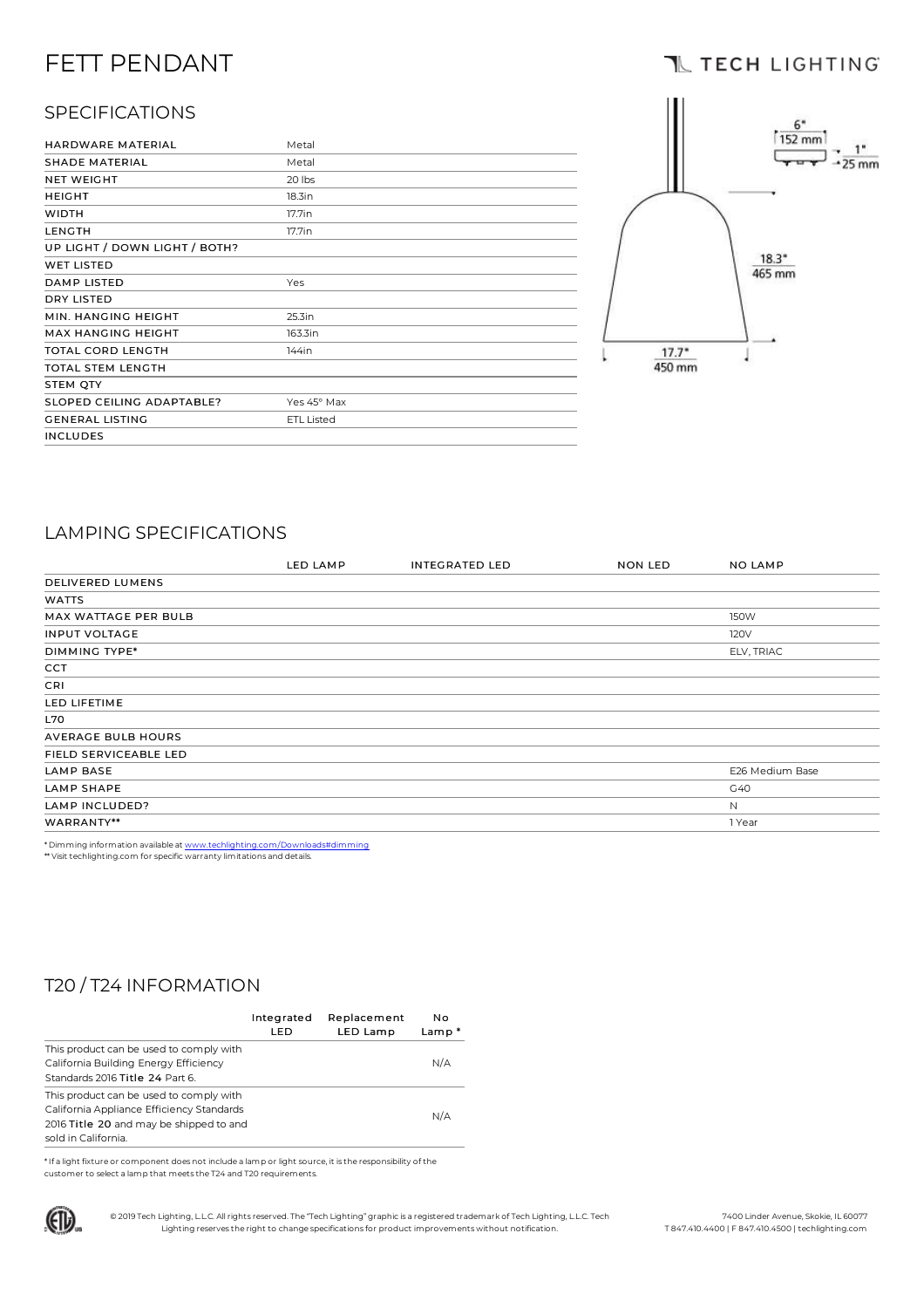# FETT PENDANT

TECH LIGHTING

## SPECIFICATIONS

| | |
|---|---|
| HARDWARE MATERIAL | Metal |
| SHADE MATERIAL | Metal |
| NET WEIGHT | 20 lbs |
| HEIGHT | 18.3in |
| WIDTH | 17.7in |
| LENGTH | 17.7in |
| UP LIGHT / DOWN LIGHT / BOTH? | |
| WET LISTED | |
| DAMP LISTED | Yes |
| DRY LISTED | |
| MIN. HANGING HEIGHT | 25.3in |
| MAX HANGING HEIGHT | 163.3in |
| TOTAL CORD LENGTH | 144in |
| TOTAL STEM LENGTH | |
| STEM QTY | |
| SLOPED CEILING ADAPTABLE? | Yes 45° Max |
| GENERAL LISTING | ETL Listed |
| INCLUDES | |

6"
152 mm
1"
25 mm
18.3"
465 mm
17.7"
450 mm

## LAMPING SPECIFICATIONS

| | LED LAMP | INTEGRATED LED | NON LED | NO LAMP |
|---|---|---|---|---|
| DELIVERED LUMENS | | | | |
| WATTS | | | | |
| MAX WATTAGE PER BULB | | | | 150W |
| INPUT VOLTAGE | | | | 120V |
| DIMMING TYPE* | | | | ELV, TRIAC |
| CCT | | | | |
| CRI | | | | |
| LED LIFETIME | | | | |
| L70 | | | | |
| AVERAGE BULB HOURS | | | | |
| FIELD SERVICEABLE LED | | | | |
| LAMP BASE | | | | E26 Medium Base |
| LAMP SHAPE | | | | G40 |
| LAMP INCLUDED? | | | | N |
| WARRANTY** | | | | 1 Year |

* Dimming information available at www.techlighting.com/Downloads#dimming
** Visit techlighting.com for specific warranty limitations and details.

## T20 / T24 INFORMATION

| | Integrated LED | Replacement LED Lamp | No Lamp * |
|---|---|---|---|
| This product can be used to comply with California Building Energy Efficiency Standards 2016 **Title 24** Part 6. | | | N/A |
| This product can be used to comply with California Appliance Efficiency Standards 2016 **Title 20** and may be shipped to and sold in California. | | | N/A |

* If a light fixture or component does not include a lamp or light source, it is the responsibility of the customer to select a lamp that meets the T24 and T20 requirements.

© 2019 Tech Lighting, L.L.C. All rights reserved. The "Tech Lighting" graphic is a registered trademark of Tech Lighting, L.L.C. Tech Lighting reserves the right to change specifications for product improvements without notification.

7400 Linder Avenue, Skokie, IL 60077
T 847.410.4400 | F 847.410.4500 | techlighting.com